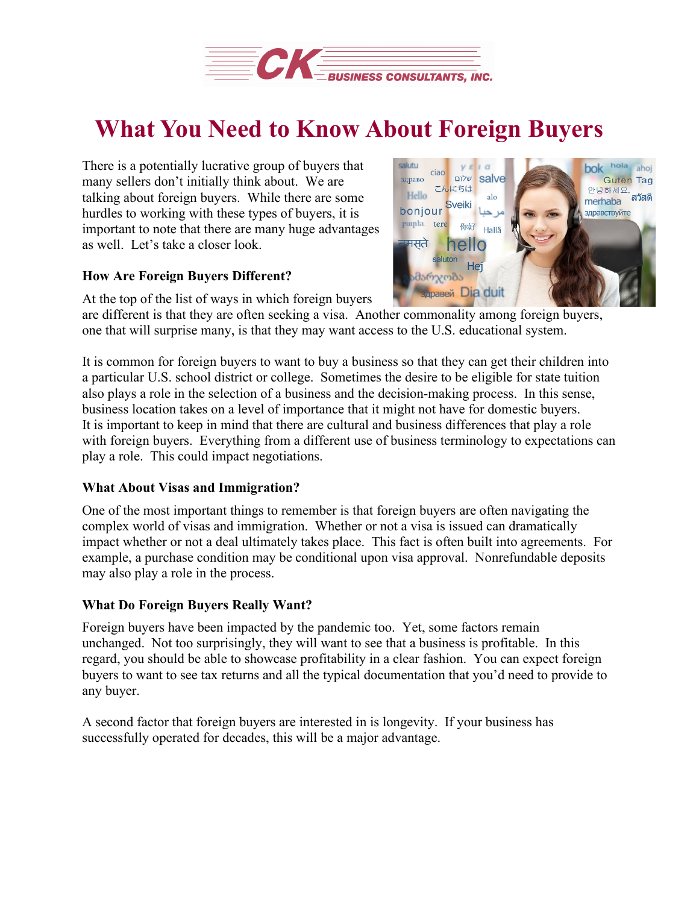# What You Need to Know About Foreign Buyers

There is a potentially lucrative group of buyers that many sellers don't initially think about. We are talking about foreign buyers. While there are some hurdles to working with these types of buyers, it is important to note that there are many huge advantages as well. Let's take a closer look.

### How Are Foreign Buyers Different?

At the top of the list of ways in which foreign buyers are different is that they are often seeking a visa. Another commonality among foreign buyers, one that will surprise many, is that they may want access to the U.S. educational system.

It is common for foreign buyers to want to buy a business so that they can get their children into a particular U.S. school district or college. Sometimes the desire to be eligible for state tuition also plays a role in the selection of a business and the decision-making process. In this sense, business location takes on a level of importance that it might not have for domestic buyers. It is important to keep in mind that there are cultural and business differences that play a role with foreign buyers. Everything from a different use of business terminology to expectations can play a role. This could impact negotiations.

### What About Visas and Immigration?

One of the most important things to remember is that foreign buyers are often navigating the complex world of visas and immigration. Whether or not a visa is issued can dramatically impact whether or not a deal ultimately takes place. This fact is often built into agreements. For example, a purchase condition may be conditional upon visa approval. Nonrefundable deposits may also play a role in the process.

### What Do Foreign Buyers Really Want?

Foreign buyers have been impacted by the pandemic too. Yet, some factors remain unchanged. Not too surprisingly, they will want to see that a business is profitable. In this regard, you should be able to showcase profitability in a clear fashion. You can expect foreign buyers to want to see tax returns and all the typical documentation that you'd need to provide to any buyer.

A second factor that foreign buyers are interested in is longevity. If your business has successfully operated for decades, this will be a major advantage.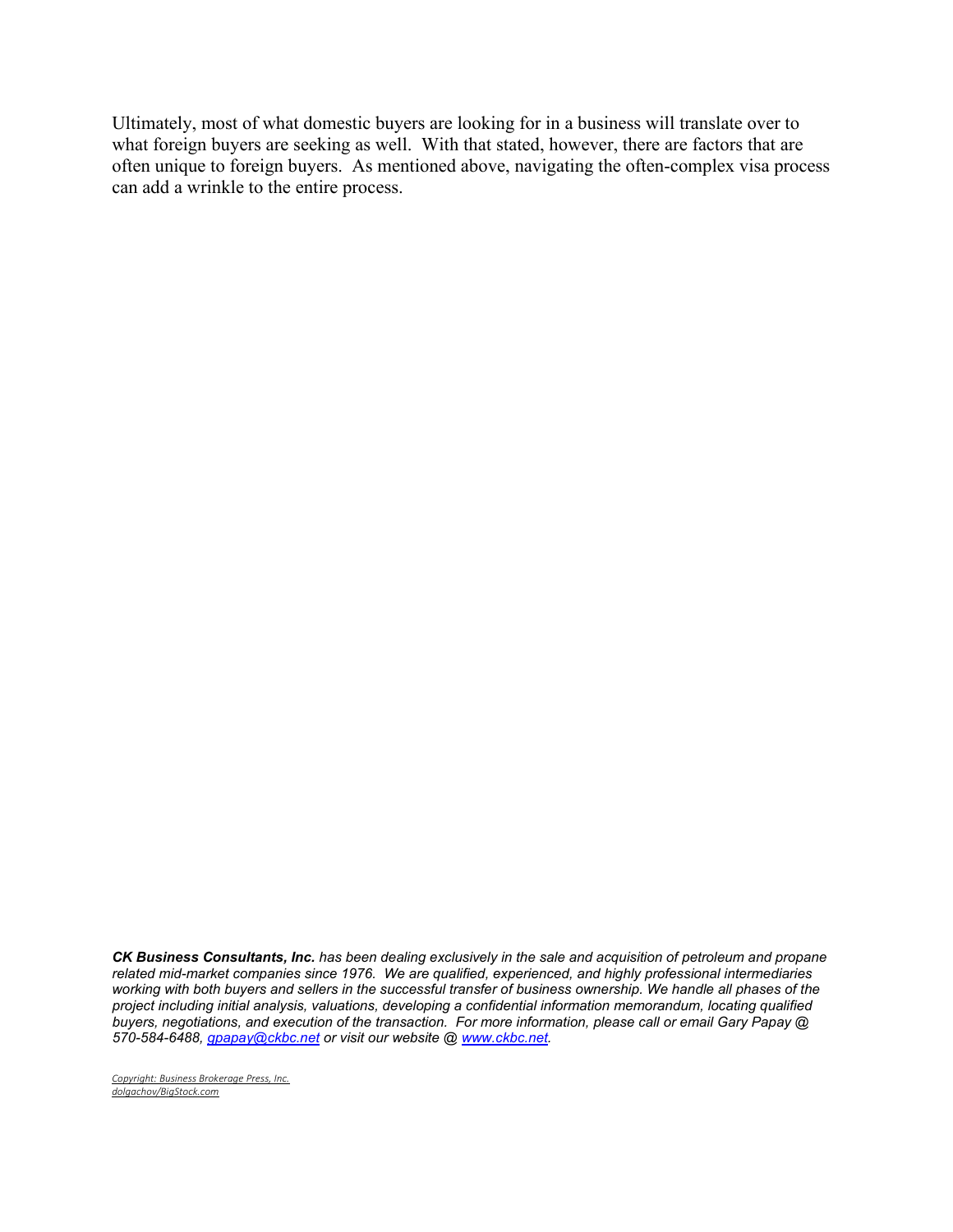Ultimately, most of what domestic buyers are looking for in a business will translate over to what foreign buyers are seeking as well. With that stated, however, there are factors that are often unique to foreign buyers. As mentioned above, navigating the often-complex visa process can add a wrinkle to the entire process.

***CK Business Consultants, Inc.*** *has been dealing exclusively in the sale and acquisition of petroleum and propane related mid-market companies since 1976. We are qualified, experienced, and highly professional intermediaries working with both buyers and sellers in the successful transfer of business ownership. We handle all phases of the project including initial analysis, valuations, developing a confidential information memorandum, locating qualified buyers, negotiations, and execution of the transaction. For more information, please call or email Gary Papay @ 570-584-6488, gpapay@ckbc.net or visit our website @ www.ckbc.net.*

*Copyright: Business Brokerage Press, Inc.*
*dolgachov/BigStock.com*